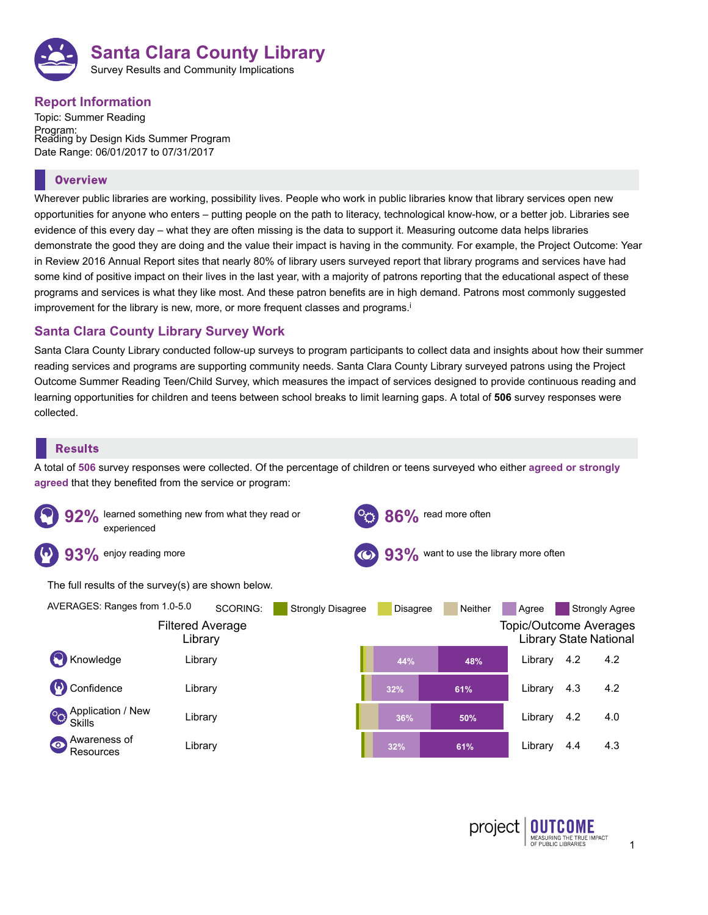# Santa Clara County Library

Survey Results and Community Implications

## Report Information

Topic: Summer Reading

Program:
Reading by Design Kids Summer Program

Date Range: 06/01/2017 to 07/31/2017

## Overview

Wherever public libraries are working, possibility lives. People who work in public libraries know that library services open new opportunities for anyone who enters – putting people on the path to literacy, technological know-how, or a better job. Libraries see evidence of this every day – what they are often missing is the data to support it. Measuring outcome data helps libraries demonstrate the good they are doing and the value their impact is having in the community. For example, the Project Outcome: Year in Review 2016 Annual Report sites that nearly 80% of library users surveyed report that library programs and services have had some kind of positive impact on their lives in the last year, with a majority of patrons reporting that the educational aspect of these programs and services is what they like most. And these patron benefits are in high demand. Patrons most commonly suggested improvement for the library is new, more, or more frequent classes and programs.[i]

## Santa Clara County Library Survey Work

Santa Clara County Library conducted follow-up surveys to program participants to collect data and insights about how their summer reading services and programs are supporting community needs. Santa Clara County Library surveyed patrons using the Project Outcome Summer Reading Teen/Child Survey, which measures the impact of services designed to provide continuous reading and learning opportunities for children and teens between school breaks to limit learning gaps. A total of **506** survey responses were collected.

## Results

A total of **506** survey responses were collected. Of the percentage of children or teens surveyed who either **agreed or strongly agreed** that they benefited from the service or program:

- **92%** learned something new from what they read or experienced
- **86%** read more often
- **93%** enjoy reading more
- **93%** want to use the library more often

The full results of the survey(s) are shown below.

AVERAGES: Ranges from 1.0-5.0

SCORING: Strongly Disagree, Disagree, Neither, Agree, Strongly Agree

| Outcome | Filtered Average Library | Agree | Strongly Agree | Topic/Outcome Averages Library | State | National |
|---|---|---|---|---|---|---|
| Knowledge | Library | 44% | 48% | Library | 4.2 | 4.2 |
| Confidence | Library | 32% | 61% | Library | 4.3 | 4.2 |
| Application / New Skills | Library | 36% | 50% | Library | 4.2 | 4.0 |
| Awareness of Resources | Library | 32% | 61% | Library | 4.4 | 4.3 |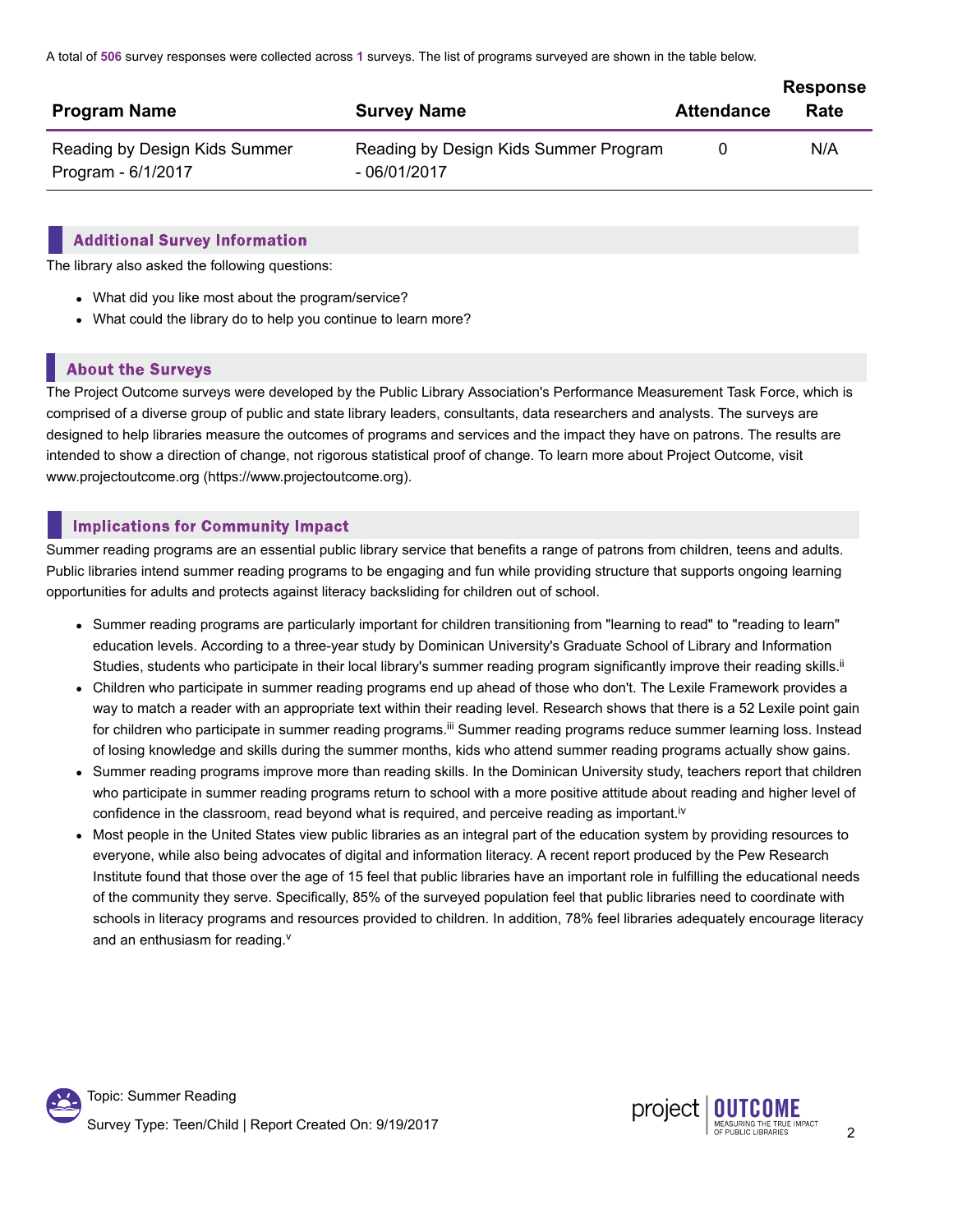A total of **506** survey responses were collected across **1** surveys. The list of programs surveyed are shown in the table below.

| Program Name | Survey Name | Attendance | Response Rate |
|---|---|---|---|
| Reading by Design Kids Summer Program - 6/1/2017 | Reading by Design Kids Summer Program - 06/01/2017 | 0 | N/A |

## Additional Survey Information

The library also asked the following questions:

- What did you like most about the program/service?
- What could the library do to help you continue to learn more?

## About the Surveys

The Project Outcome surveys were developed by the Public Library Association's Performance Measurement Task Force, which is comprised of a diverse group of public and state library leaders, consultants, data researchers and analysts. The surveys are designed to help libraries measure the outcomes of programs and services and the impact they have on patrons. The results are intended to show a direction of change, not rigorous statistical proof of change. To learn more about Project Outcome, visit www.projectoutcome.org (https://www.projectoutcome.org).

## Implications for Community Impact

Summer reading programs are an essential public library service that benefits a range of patrons from children, teens and adults. Public libraries intend summer reading programs to be engaging and fun while providing structure that supports ongoing learning opportunities for adults and protects against literacy backsliding for children out of school.

- Summer reading programs are particularly important for children transitioning from "learning to read" to "reading to learn" education levels. According to a three-year study by Dominican University's Graduate School of Library and Information Studies, students who participate in their local library's summer reading program significantly improve their reading skills.[ii]
- Children who participate in summer reading programs end up ahead of those who don't. The Lexile Framework provides a way to match a reader with an appropriate text within their reading level. Research shows that there is a 52 Lexile point gain for children who participate in summer reading programs.[iii] Summer reading programs reduce summer learning loss. Instead of losing knowledge and skills during the summer months, kids who attend summer reading programs actually show gains.
- Summer reading programs improve more than reading skills. In the Dominican University study, teachers report that children who participate in summer reading programs return to school with a more positive attitude about reading and higher level of confidence in the classroom, read beyond what is required, and perceive reading as important.[iv]
- Most people in the United States view public libraries as an integral part of the education system by providing resources to everyone, while also being advocates of digital and information literacy. A recent report produced by the Pew Research Institute found that those over the age of 15 feel that public libraries have an important role in fulfilling the educational needs of the community they serve. Specifically, 85% of the surveyed population feel that public libraries need to coordinate with schools in literacy programs and resources provided to children. In addition, 78% feel libraries adequately encourage literacy and an enthusiasm for reading.[v]

Topic: Summer Reading

Survey Type: Teen/Child | Report Created On: 9/19/2017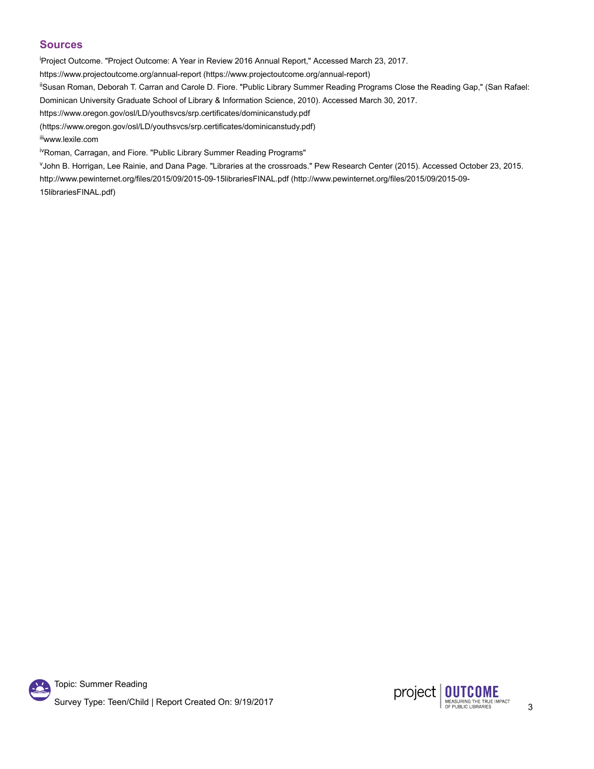## Sources

[i]Project Outcome. "Project Outcome: A Year in Review 2016 Annual Report," Accessed March 23, 2017.
https://www.projectoutcome.org/annual-report (https://www.projectoutcome.org/annual-report)

[ii]Susan Roman, Deborah T. Carran and Carole D. Fiore. "Public Library Summer Reading Programs Close the Reading Gap," (San Rafael: Dominican University Graduate School of Library & Information Science, 2010). Accessed March 30, 2017.
https://www.oregon.gov/osl/LD/youthsvcs/srp.certificates/dominicanstudy.pdf
(https://www.oregon.gov/osl/LD/youthsvcs/srp.certificates/dominicanstudy.pdf)

[iii]www.lexile.com

[iv]Roman, Carragan, and Fiore. "Public Library Summer Reading Programs"

[v]John B. Horrigan, Lee Rainie, and Dana Page. "Libraries at the crossroads." Pew Research Center (2015). Accessed October 23, 2015.
http://www.pewinternet.org/files/2015/09/2015-09-15librariesFINAL.pdf (http://www.pewinternet.org/files/2015/09/2015-09-15librariesFINAL.pdf)